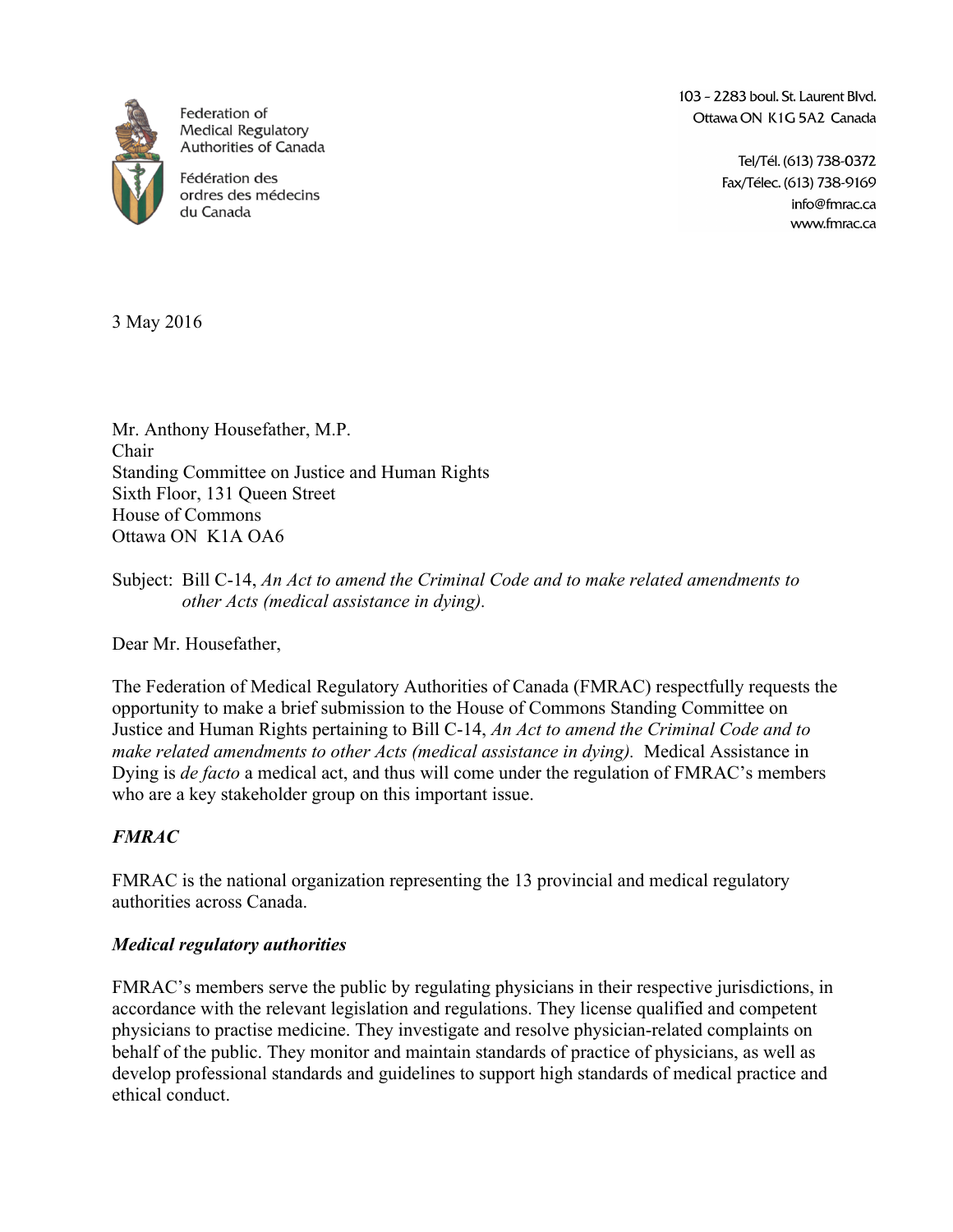Federation of Medical Regulatory Authorities of Canada

Fédération des ordres des médecins du Canada

103 – 2283 boul. St. Laurent Blvd.
Ottawa ON K1G 5A2 Canada

Tel/Tél. (613) 738-0372
Fax/Télec. (613) 738-9169
info@fmrac.ca
www.fmrac.ca

3 May 2016

Mr. Anthony Housefather, M.P.
Chair
Standing Committee on Justice and Human Rights
Sixth Floor, 131 Queen Street
House of Commons
Ottawa ON K1A OA6

Subject: Bill C-14, *An Act to amend the Criminal Code and to make related amendments to other Acts (medical assistance in dying).*

Dear Mr. Housefather,

The Federation of Medical Regulatory Authorities of Canada (FMRAC) respectfully requests the opportunity to make a brief submission to the House of Commons Standing Committee on Justice and Human Rights pertaining to Bill C-14, *An Act to amend the Criminal Code and to make related amendments to other Acts (medical assistance in dying).* Medical Assistance in Dying is *de facto* a medical act, and thus will come under the regulation of FMRAC's members who are a key stakeholder group on this important issue.

***FMRAC***

FMRAC is the national organization representing the 13 provincial and medical regulatory authorities across Canada.

***Medical regulatory authorities***

FMRAC's members serve the public by regulating physicians in their respective jurisdictions, in accordance with the relevant legislation and regulations. They license qualified and competent physicians to practise medicine. They investigate and resolve physician-related complaints on behalf of the public. They monitor and maintain standards of practice of physicians, as well as develop professional standards and guidelines to support high standards of medical practice and ethical conduct.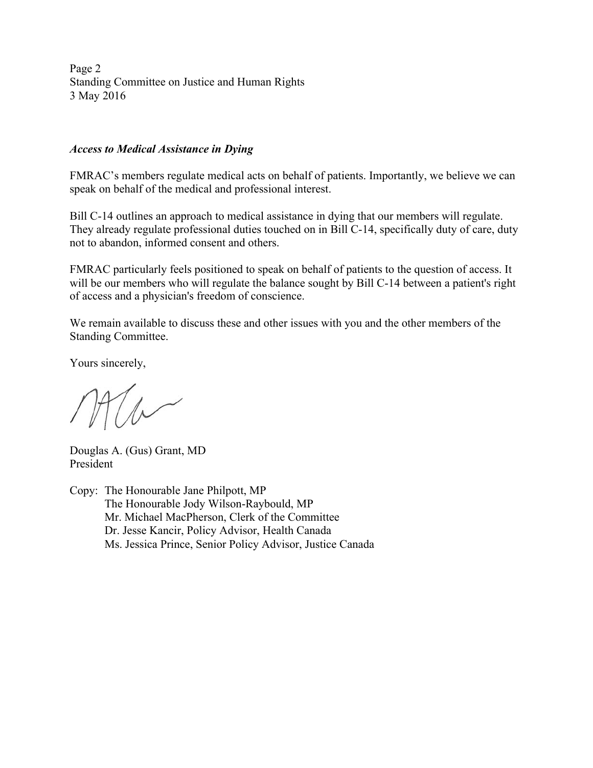***Access to Medical Assistance in Dying***

FMRAC's members regulate medical acts on behalf of patients. Importantly, we believe we can speak on behalf of the medical and professional interest.

Bill C-14 outlines an approach to medical assistance in dying that our members will regulate. They already regulate professional duties touched on in Bill C-14, specifically duty of care, duty not to abandon, informed consent and others.

FMRAC particularly feels positioned to speak on behalf of patients to the question of access. It will be our members who will regulate the balance sought by Bill C-14 between a patient's right of access and a physician's freedom of conscience.

We remain available to discuss these and other issues with you and the other members of the Standing Committee.

Yours sincerely,

Douglas A. (Gus) Grant, MD
President

Copy: The Honourable Jane Philpott, MP
The Honourable Jody Wilson-Raybould, MP
Mr. Michael MacPherson, Clerk of the Committee
Dr. Jesse Kancir, Policy Advisor, Health Canada
Ms. Jessica Prince, Senior Policy Advisor, Justice Canada